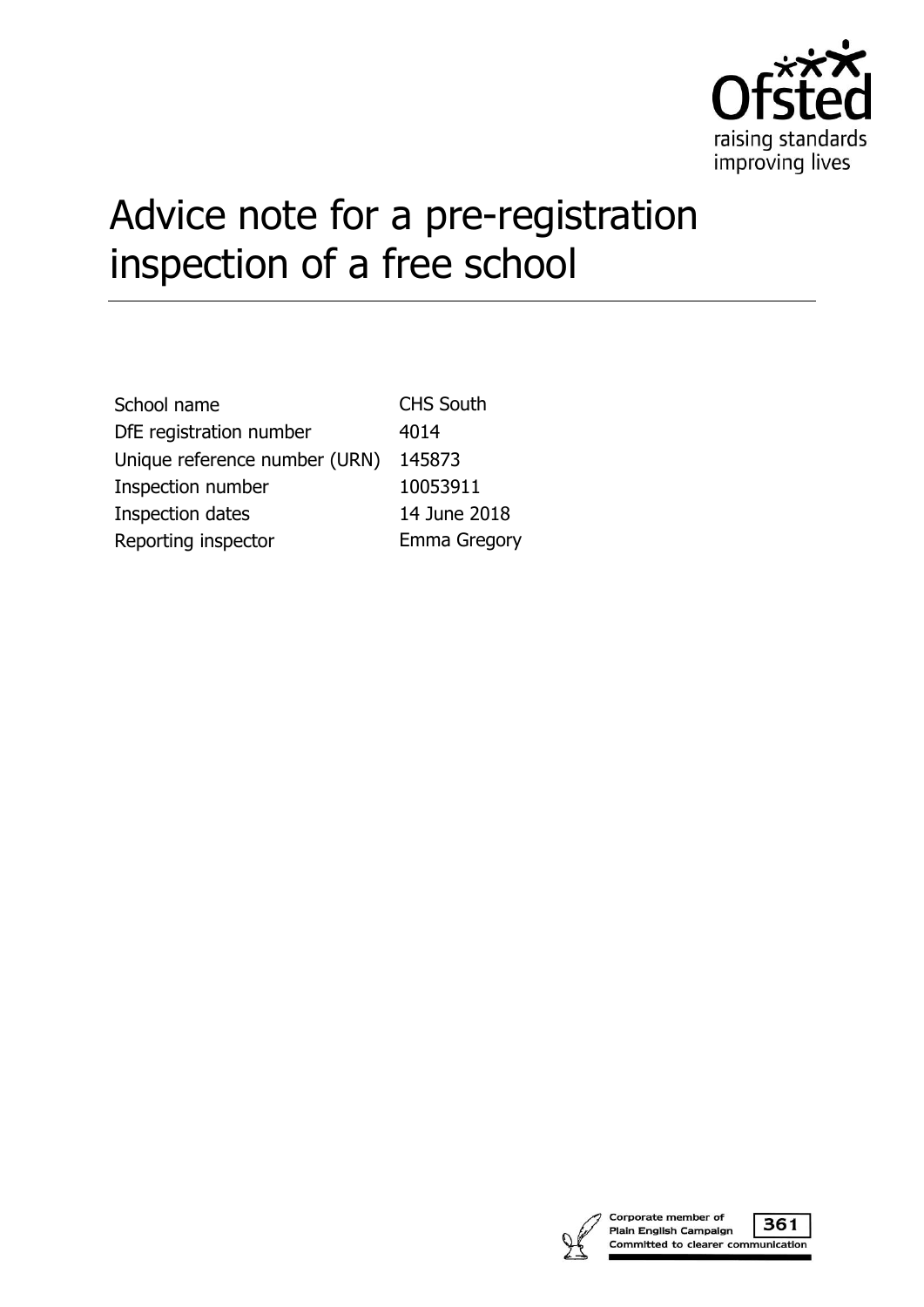# Advice note for a pre-registration inspection of a free school

| | |
|---|---|
| School name | CHS South |
| DfE registration number | 4014 |
| Unique reference number (URN) | 145873 |
| Inspection number | 10053911 |
| Inspection dates | 14 June 2018 |
| Reporting inspector | Emma Gregory |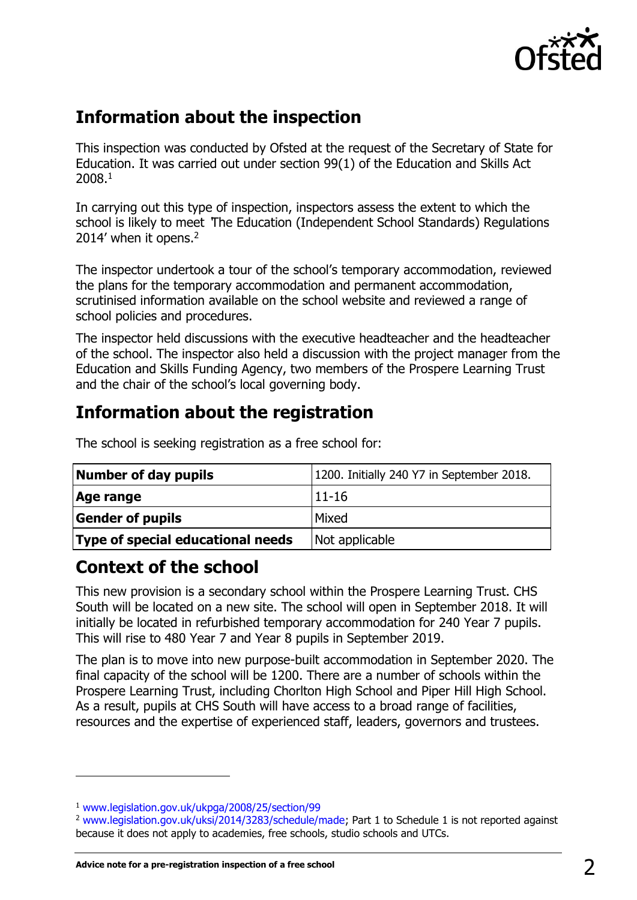## Information about the inspection

This inspection was conducted by Ofsted at the request of the Secretary of State for Education. It was carried out under section 99(1) of the Education and Skills Act 2008.[1]

In carrying out this type of inspection, inspectors assess the extent to which the school is likely to meet 'The Education (Independent School Standards) Regulations 2014' when it opens.[2]

The inspector undertook a tour of the school's temporary accommodation, reviewed the plans for the temporary accommodation and permanent accommodation, scrutinised information available on the school website and reviewed a range of school policies and procedures.

The inspector held discussions with the executive headteacher and the headteacher of the school. The inspector also held a discussion with the project manager from the Education and Skills Funding Agency, two members of the Prospere Learning Trust and the chair of the school's local governing body.

## Information about the registration

The school is seeking registration as a free school for:

| | |
|---|---|
| **Number of day pupils** | 1200. Initially 240 Y7 in September 2018. |
| **Age range** | 11-16 |
| **Gender of pupils** | Mixed |
| **Type of special educational needs** | Not applicable |

## Context of the school

This new provision is a secondary school within the Prospere Learning Trust. CHS South will be located on a new site. The school will open in September 2018. It will initially be located in refurbished temporary accommodation for 240 Year 7 pupils. This will rise to 480 Year 7 and Year 8 pupils in September 2019.

The plan is to move into new purpose-built accommodation in September 2020. The final capacity of the school will be 1200. There are a number of schools within the Prospere Learning Trust, including Chorlton High School and Piper Hill High School. As a result, pupils at CHS South will have access to a broad range of facilities, resources and the expertise of experienced staff, leaders, governors and trustees.

---

[1] www.legislation.gov.uk/ukpga/2008/25/section/99

[2] www.legislation.gov.uk/uksi/2014/3283/schedule/made; Part 1 to Schedule 1 is not reported against because it does not apply to academies, free schools, studio schools and UTCs.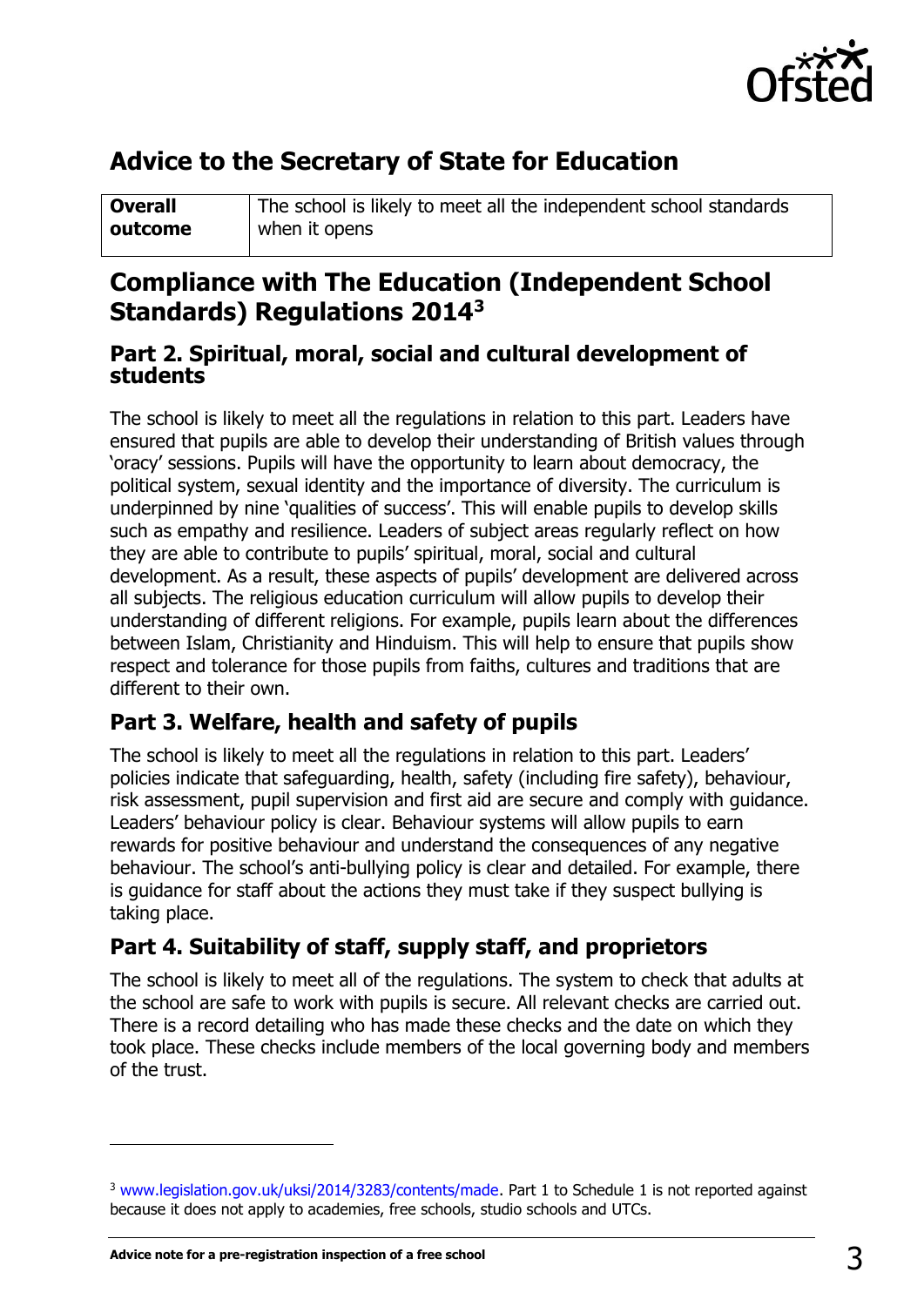## Advice to the Secretary of State for Education

| **Overall outcome** | The school is likely to meet all the independent school standards when it opens |
|---|---|

## Compliance with The Education (Independent School Standards) Regulations 2014[3]

### Part 2. Spiritual, moral, social and cultural development of students

The school is likely to meet all the regulations in relation to this part. Leaders have ensured that pupils are able to develop their understanding of British values through 'oracy' sessions. Pupils will have the opportunity to learn about democracy, the political system, sexual identity and the importance of diversity. The curriculum is underpinned by nine 'qualities of success'. This will enable pupils to develop skills such as empathy and resilience. Leaders of subject areas regularly reflect on how they are able to contribute to pupils' spiritual, moral, social and cultural development. As a result, these aspects of pupils' development are delivered across all subjects. The religious education curriculum will allow pupils to develop their understanding of different religions. For example, pupils learn about the differences between Islam, Christianity and Hinduism. This will help to ensure that pupils show respect and tolerance for those pupils from faiths, cultures and traditions that are different to their own.

### Part 3. Welfare, health and safety of pupils

The school is likely to meet all the regulations in relation to this part. Leaders' policies indicate that safeguarding, health, safety (including fire safety), behaviour, risk assessment, pupil supervision and first aid are secure and comply with guidance. Leaders' behaviour policy is clear. Behaviour systems will allow pupils to earn rewards for positive behaviour and understand the consequences of any negative behaviour. The school's anti-bullying policy is clear and detailed. For example, there is guidance for staff about the actions they must take if they suspect bullying is taking place.

### Part 4. Suitability of staff, supply staff, and proprietors

The school is likely to meet all of the regulations. The system to check that adults at the school are safe to work with pupils is secure. All relevant checks are carried out. There is a record detailing who has made these checks and the date on which they took place. These checks include members of the local governing body and members of the trust.

---

[3] www.legislation.gov.uk/uksi/2014/3283/contents/made. Part 1 to Schedule 1 is not reported against because it does not apply to academies, free schools, studio schools and UTCs.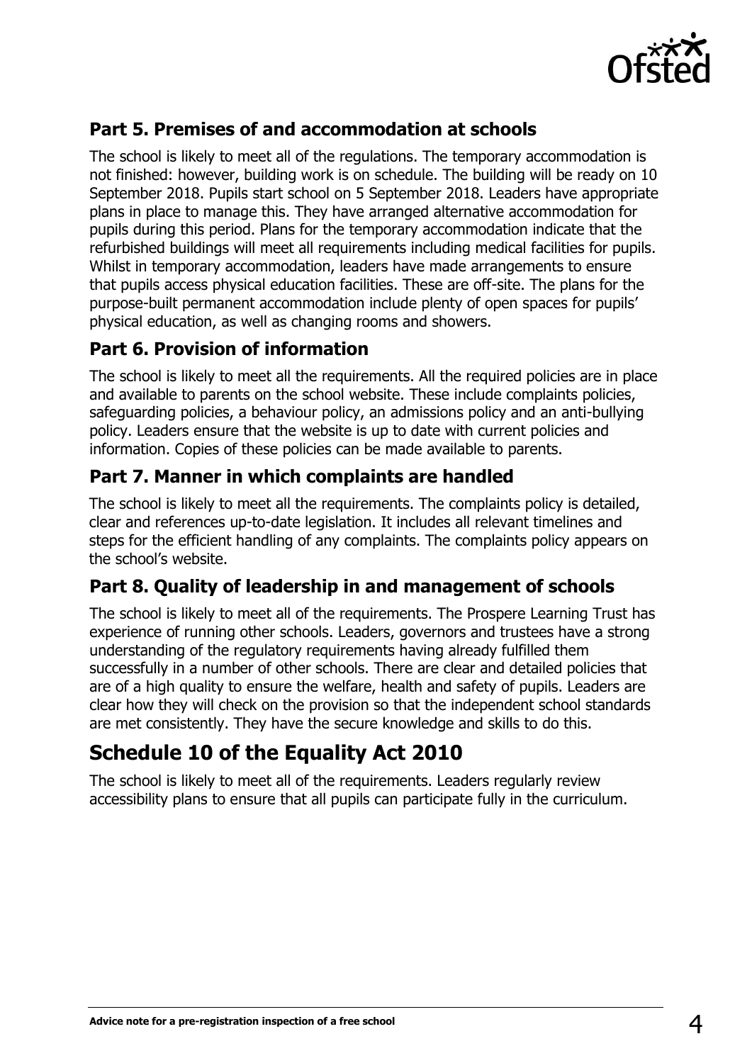### Part 5. Premises of and accommodation at schools

The school is likely to meet all of the regulations. The temporary accommodation is not finished: however, building work is on schedule. The building will be ready on 10 September 2018. Pupils start school on 5 September 2018. Leaders have appropriate plans in place to manage this. They have arranged alternative accommodation for pupils during this period. Plans for the temporary accommodation indicate that the refurbished buildings will meet all requirements including medical facilities for pupils. Whilst in temporary accommodation, leaders have made arrangements to ensure that pupils access physical education facilities. These are off-site. The plans for the purpose-built permanent accommodation include plenty of open spaces for pupils' physical education, as well as changing rooms and showers.

### Part 6. Provision of information

The school is likely to meet all the requirements. All the required policies are in place and available to parents on the school website. These include complaints policies, safeguarding policies, a behaviour policy, an admissions policy and an anti-bullying policy. Leaders ensure that the website is up to date with current policies and information. Copies of these policies can be made available to parents.

### Part 7. Manner in which complaints are handled

The school is likely to meet all the requirements. The complaints policy is detailed, clear and references up-to-date legislation. It includes all relevant timelines and steps for the efficient handling of any complaints. The complaints policy appears on the school's website.

### Part 8. Quality of leadership in and management of schools

The school is likely to meet all of the requirements. The Prospere Learning Trust has experience of running other schools. Leaders, governors and trustees have a strong understanding of the regulatory requirements having already fulfilled them successfully in a number of other schools. There are clear and detailed policies that are of a high quality to ensure the welfare, health and safety of pupils. Leaders are clear how they will check on the provision so that the independent school standards are met consistently. They have the secure knowledge and skills to do this.

## Schedule 10 of the Equality Act 2010

The school is likely to meet all of the requirements. Leaders regularly review accessibility plans to ensure that all pupils can participate fully in the curriculum.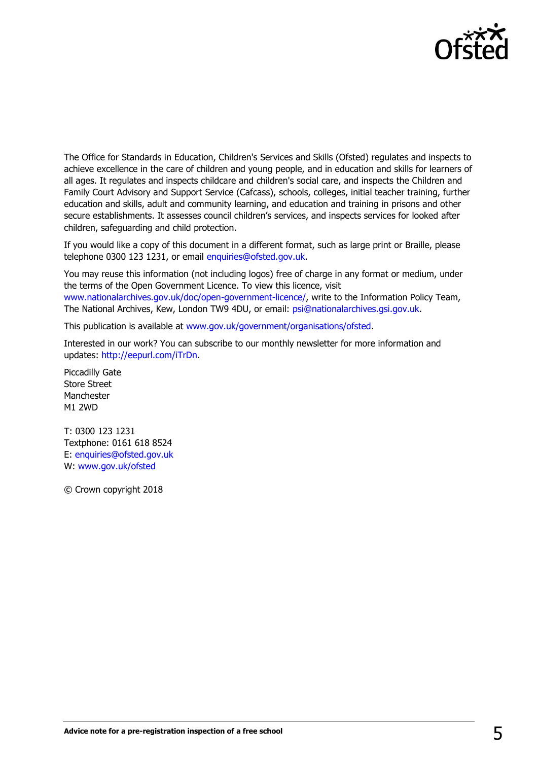The Office for Standards in Education, Children's Services and Skills (Ofsted) regulates and inspects to achieve excellence in the care of children and young people, and in education and skills for learners of all ages. It regulates and inspects childcare and children's social care, and inspects the Children and Family Court Advisory and Support Service (Cafcass), schools, colleges, initial teacher training, further education and skills, adult and community learning, and education and training in prisons and other secure establishments. It assesses council children's services, and inspects services for looked after children, safeguarding and child protection.

If you would like a copy of this document in a different format, such as large print or Braille, please telephone 0300 123 1231, or email enquiries@ofsted.gov.uk.

You may reuse this information (not including logos) free of charge in any format or medium, under the terms of the Open Government Licence. To view this licence, visit www.nationalarchives.gov.uk/doc/open-government-licence/, write to the Information Policy Team, The National Archives, Kew, London TW9 4DU, or email: psi@nationalarchives.gsi.gov.uk.

This publication is available at www.gov.uk/government/organisations/ofsted.

Interested in our work? You can subscribe to our monthly newsletter for more information and updates: http://eepurl.com/iTrDn.

Piccadilly Gate  
Store Street  
Manchester  
M1 2WD

T: 0300 123 1231  
Textphone: 0161 618 8524  
E: enquiries@ofsted.gov.uk  
W: www.gov.uk/ofsted

© Crown copyright 2018